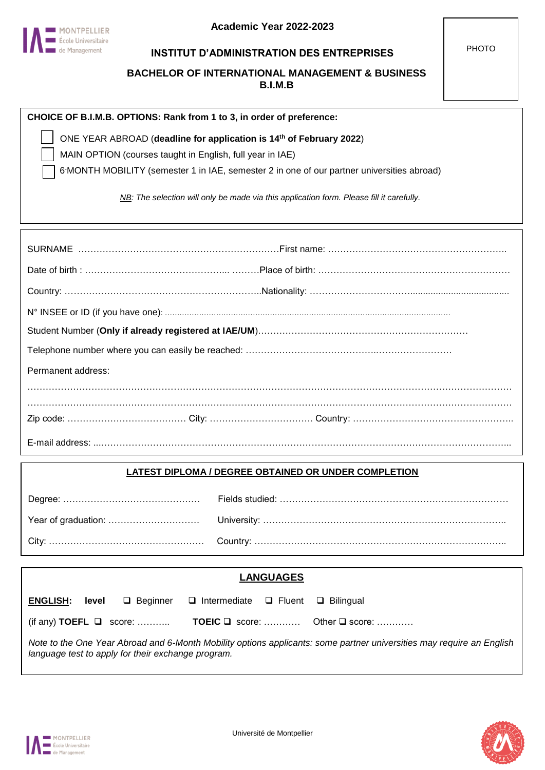**Academic Year 2022-2023**

PHOTO

**INSTITUT D'ADMINISTRATION DES ENTREPRISES**

**BACHELOR OF INTERNATIONAL MANAGEMENT & BUSINESS**
**B.I.M.B**

**CHOICE OF B.I.M.B. OPTIONS: Rank from 1 to 3, in order of preference:**

- ☐ ONE YEAR ABROAD (**deadline for application is 14th of February 2022**)
- ☐ MAIN OPTION (courses taught in English, full year in IAE)
- ☐ 6-MONTH MOBILITY (semester 1 in IAE, semester 2 in one of our partner universities abroad)

*NB: The selection will only be made via this application form. Please fill it carefully.*

SURNAME ………………………………………………………… First name: …………………………………………………..

Date of birth : ……………………………………... ………Place of birth: ………………………………………………………

Country: ………………………………………………………..Nationality: ………………………….....................................

N° INSEE or ID (if you have one): ...................................................................................................................

Student Number (**Only if already registered at IAE/UM**)……………………………………………………………

Telephone number where you can easily be reached: ……………………………………..……………………

Permanent address:

………………………………………………………………………………………………………………………………

………………………………………………………………………………………………………………………………

Zip code: ………………………………… City: …………………………… Country: ……………………………………………..

E-mail address: ...……………………………………………………………………………………………………………...

**LATEST DIPLOMA / DEGREE OBTAINED OR UNDER COMPLETION**

Degree: ……………………………………… Fields studied: …………………………………………………………………

Year of graduation: ………………………… University: ………………………………………………………………….

City: …………………………………………… Country: …………………………………………………………………...

**LANGUAGES**

**ENGLISH: level** ❑ Beginner ❑ Intermediate ❑ Fluent ❑ Bilingual

(if any) **TOEFL** ❑ score: ……….. **TOEIC** ❑ score: ………… Other ❑ score: …………

*Note to the One Year Abroad and 6-Month Mobility options applicants: some partner universities may require an English language test to apply for their exchange program.*

Université de Montpellier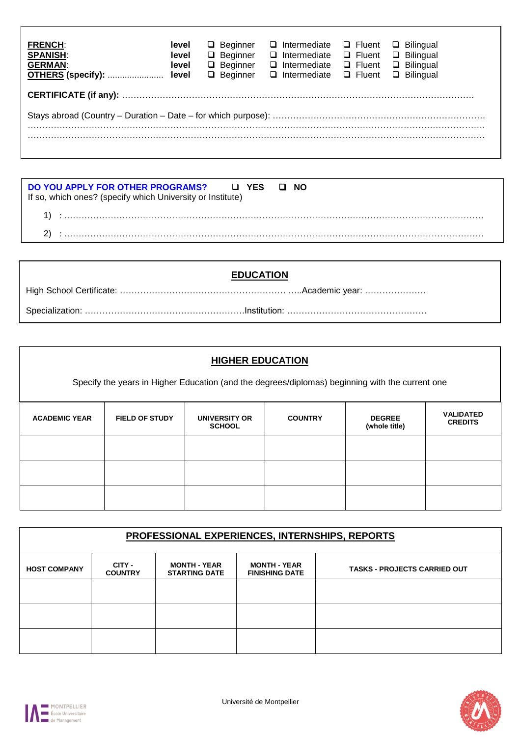**FRENCH**: **level** ❑ Beginner ❑ Intermediate ❑ Fluent ❑ Bilingual
**SPANISH**: **level** ❑ Beginner ❑ Intermediate ❑ Fluent ❑ Bilingual
**GERMAN**: **level** ❑ Beginner ❑ Intermediate ❑ Fluent ❑ Bilingual
**OTHERS (specify):** ....................... **level** ❑ Beginner ❑ Intermediate ❑ Fluent ❑ Bilingual

**CERTIFICATE (if any):** ……………………………………………………………………………………………………………

Stays abroad (Country – Duration – Date – for which purpose): ………………………………………………………………
……………………………………………………………………………………………………………………………………
……………………………………………………………………………………………………………………………………

**DO YOU APPLY FOR OTHER PROGRAMS?** ❑ **YES** ❑ **NO**
If so, which ones? (specify which University or Institute)

1) : ……………………………………………………………………………………………………………………………
2) : ……………………………………………………………………………………………………………………………

## EDUCATION

High School Certificate: ………………………………………………… …..Academic year: …………………

Specialization: ……………………………………………….Institution: …………………………………………

## HIGHER EDUCATION

Specify the years in Higher Education (and the degrees/diplomas) beginning with the current one

| ACADEMIC YEAR | FIELD OF STUDY | UNIVERSITY OR SCHOOL | COUNTRY | DEGREE (whole title) | VALIDATED CREDITS |
|---|---|---|---|---|---|
| | | | | | |
| | | | | | |
| | | | | | |

## PROFESSIONAL EXPERIENCES, INTERNSHIPS, REPORTS

| HOST COMPANY | CITY - COUNTRY | MONTH - YEAR STARTING DATE | MONTH - YEAR FINISHING DATE | TASKS - PROJECTS CARRIED OUT |
|---|---|---|---|---|
| | | | | |
| | | | | |
| | | | | |

IAE MONTPELLIER École Universitaire de Management

Université de Montpellier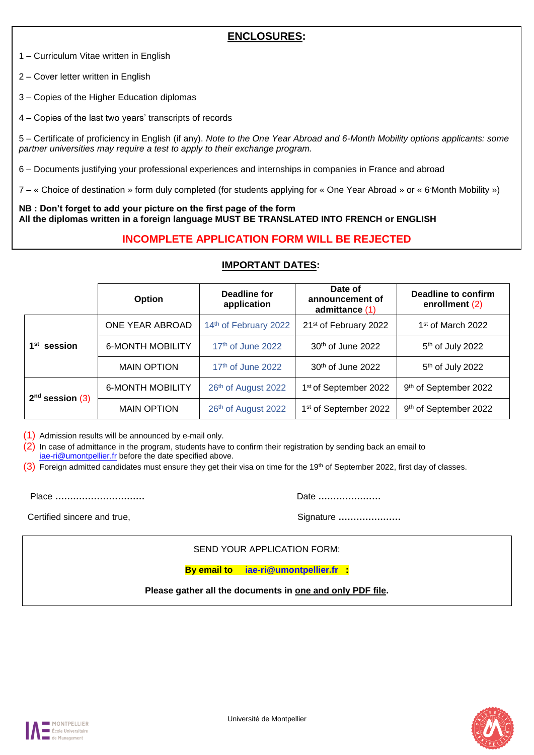## ENCLOSURES:

1 – Curriculum Vitae written in English

2 – Cover letter written in English

3 – Copies of the Higher Education diplomas

4 – Copies of the last two years' transcripts of records

5 – Certificate of proficiency in English (if any). *Note to the One Year Abroad and 6-Month Mobility options applicants: some partner universities may require a test to apply to their exchange program.*

6 – Documents justifying your professional experiences and internships in companies in France and abroad

7 – « Choice of destination » form duly completed (for students applying for « One Year Abroad » or « 6-Month Mobility »)

**NB : Don't forget to add your picture on the first page of the form**
**All the diplomas written in a foreign language MUST BE TRANSLATED INTO FRENCH or ENGLISH**

**INCOMPLETE APPLICATION FORM WILL BE REJECTED**

## IMPORTANT DATES:

| | Option | Deadline for application | Date of announcement of admittance (1) | Deadline to confirm enrollment (2) |
|---|---|---|---|---|
| 1st session | ONE YEAR ABROAD | 14th of February 2022 | 21st of February 2022 | 1st of March 2022 |
| | 6-MONTH MOBILITY | 17th of June 2022 | 30th of June 2022 | 5th of July 2022 |
| | MAIN OPTION | 17th of June 2022 | 30th of June 2022 | 5th of July 2022 |
| 2nd session (3) | 6-MONTH MOBILITY | 26th of August 2022 | 1st of September 2022 | 9th of September 2022 |
| | MAIN OPTION | 26th of August 2022 | 1st of September 2022 | 9th of September 2022 |

(1) Admission results will be announced by e-mail only.
(2) In case of admittance in the program, students have to confirm their registration by sending back an email to iae-ri@umontpellier.fr before the date specified above.
(3) Foreign admitted candidates must ensure they get their visa on time for the 19th of September 2022, first day of classes.

Place ..............................  Date .....................

Certified sincere and true,  Signature .....................

SEND YOUR APPLICATION FORM:

**By email to iae-ri@umontpellier.fr :**

**Please gather all the documents in one and only PDF file.**

Université de Montpellier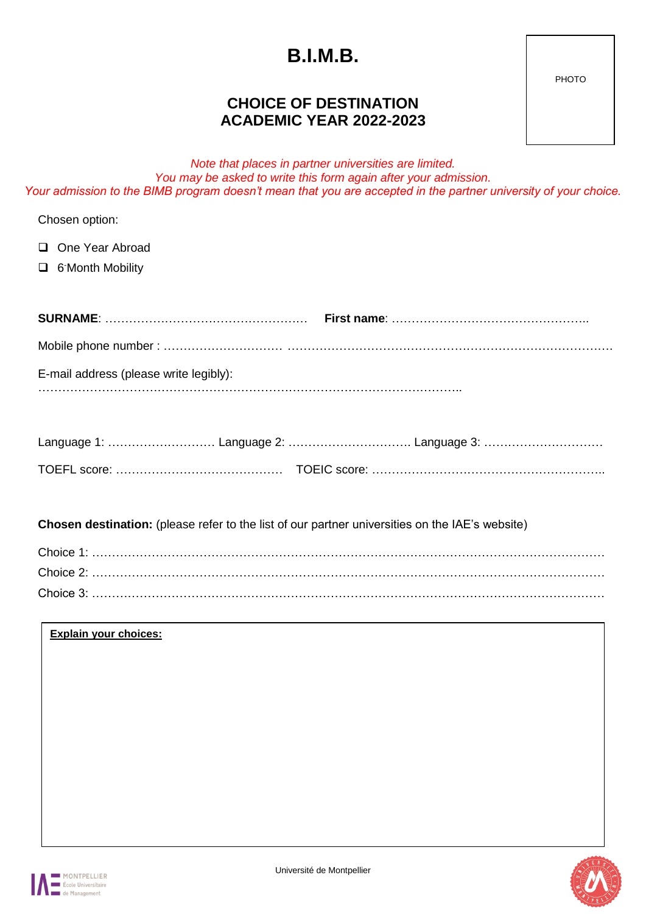# B.I.M.B.

PHOTO

## CHOICE OF DESTINATION
## ACADEMIC YEAR 2022-2023

*Note that places in partner universities are limited.*
*You may be asked to write this form again after your admission.*
*Your admission to the BIMB program doesn't mean that you are accepted in the partner university of your choice.*

Chosen option:

- ☐ One Year Abroad
- ☐ 6-Month Mobility

**SURNAME**: …………………………………………… **First name**: …………………………………………..

Mobile phone number : ……………………… ……………………………………………………………………

E-mail address (please write legibly):
………………………………………………………………………………………..

Language 1: ……………………… Language 2: …………………………. Language 3: …………………………

TOEFL score: …………………………………… TOEIC score: …………………………………………………..

**Chosen destination:** (please refer to the list of our partner universities on the IAE's website)

Choice 1: ………………………………………………………………………………………………………

Choice 2: ………………………………………………………………………………………………………

Choice 3: ………………………………………………………………………………………………………

**Explain your choices:**

IAE MONTPELLIER École Universitaire de Management

Université de Montpellier